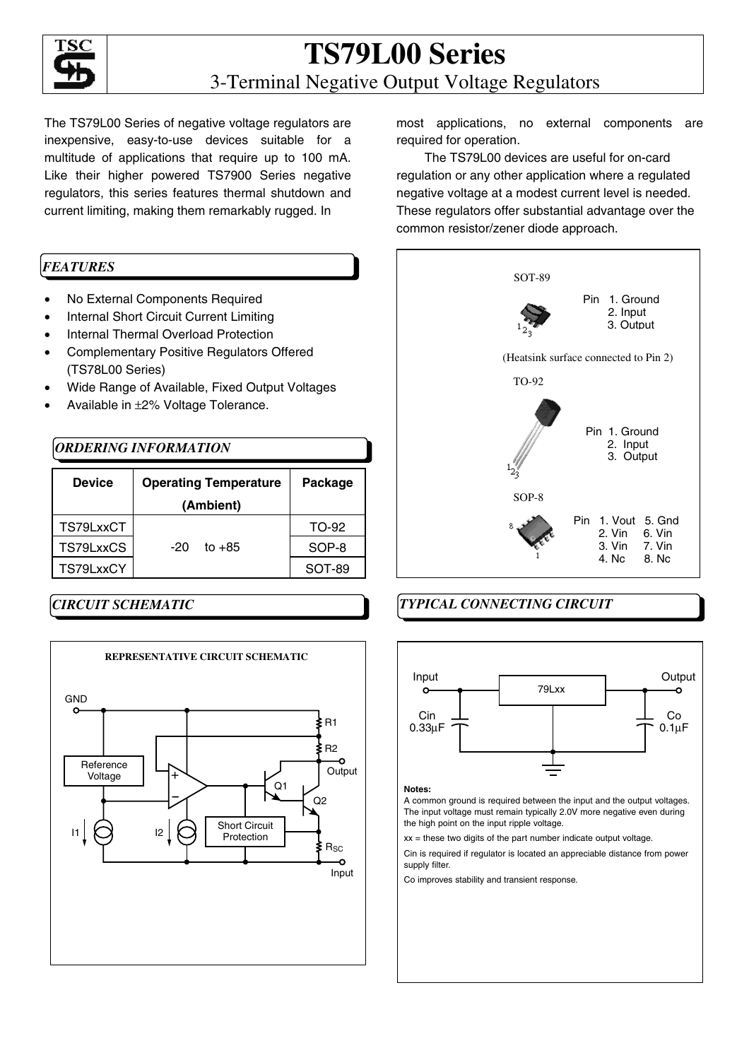# TS79L00 Series

## 3-Terminal Negative Output Voltage Regulators

The TS79L00 Series of negative voltage regulators are inexpensive, easy-to-use devices suitable for a multitude of applications that require up to 100 mA. Like their higher powered TS7900 Series negative regulators, this series features thermal shutdown and current limiting, making them remarkably rugged. In most applications, no external components are required for operation.

The TS79L00 devices are useful for on-card regulation or any other application where a regulated negative voltage at a modest current level is needed. These regulators offer substantial advantage over the common resistor/zener diode approach.

### *FEATURES*

- No External Components Required
- Internal Short Circuit Current Limiting
- Internal Thermal Overload Protection
- Complementary Positive Regulators Offered (TS78L00 Series)
- Wide Range of Available, Fixed Output Voltages
- Available in ±2% Voltage Tolerance.

### *ORDERING INFORMATION*

| Device | Operating Temperature (Ambient) | Package |
|---|---|---|
| TS79LxxCT | -20 to +85 | TO-92 |
| TS79LxxCS | | SOP-8 |
| TS79LxxCY | | SOT-89 |

SOT-89

Pin 1. Ground
2. Input
3. Output

(Heatsink surface connected to Pin 2)

TO-92

Pin 1. Ground
2. Input
3. Output

SOP-8

| Pin | | | |
|---|---|---|---|
| 1. Vout | 5. Gnd | | |
| 2. Vin | 6. Vin | | |
| 3. Vin | 7. Vin | | |
| 4. Nc | 8. Nc | | |

### *CIRCUIT SCHEMATIC*

**REPRESENTATIVE CIRCUIT SCHEMATIC**

GND, Reference Voltage, I1, I2, R1, R2, Output, Q1, Q2, Short Circuit Protection, $R_{SC}$, Input

### *TYPICAL CONNECTING CIRCUIT*

Input, Output, 79Lxx, Cin 0.33µF, Co 0.1µF

**Notes:**

A common ground is required between the input and the output voltages. The input voltage must remain typically 2.0V more negative even during the high point on the input ripple voltage.

xx = these two digits of the part number indicate output voltage.

Cin is required if regulator is located an appreciable distance from power supply filter.

Co improves stability and transient response.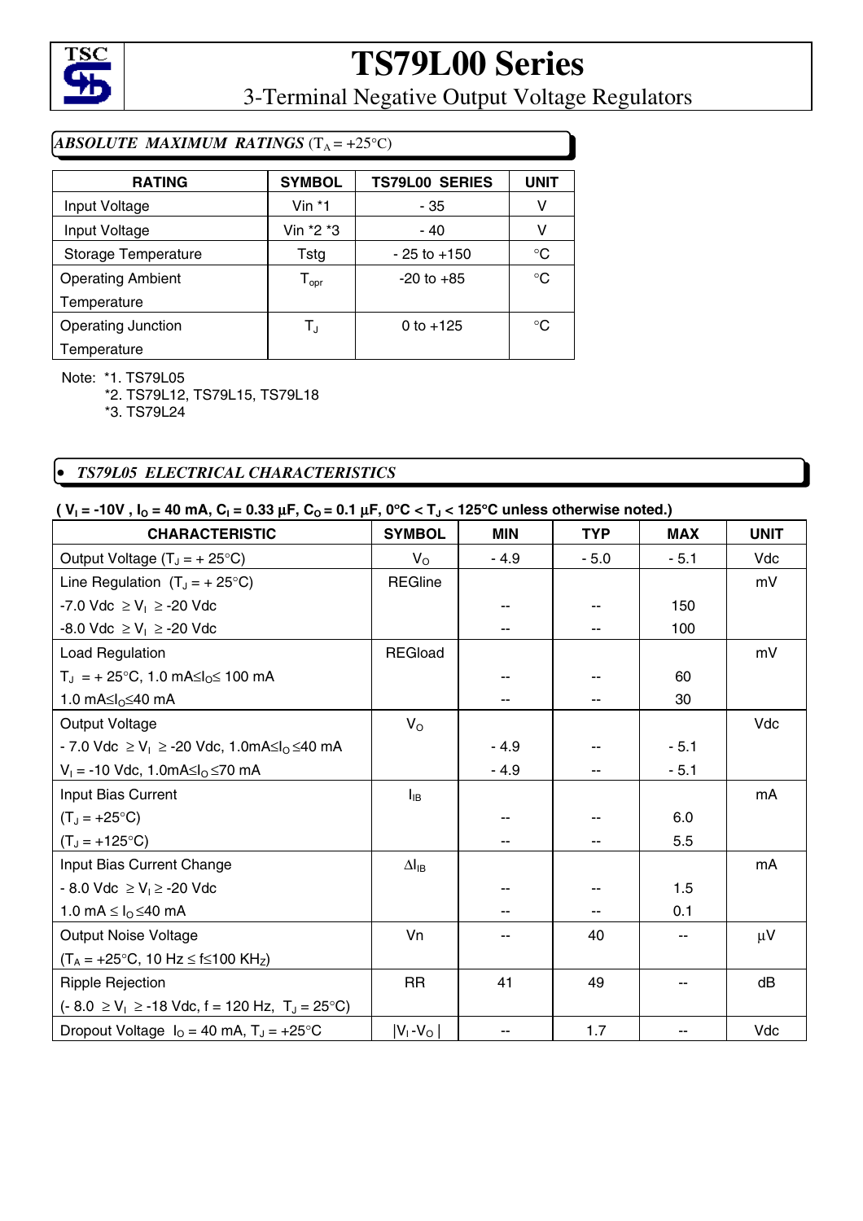# TS79L00 Series

## 3-Terminal Negative Output Voltage Regulators

### *ABSOLUTE MAXIMUM RATINGS* ($T_A$ = +25°C)

| RATING | SYMBOL | TS79L00 SERIES | UNIT |
|---|---|---|---|
| Input Voltage | Vin *1 | - 35 | V |
| Input Voltage | Vin *2 *3 | - 40 | V |
| Storage Temperature | Tstg | - 25 to +150 | °C |
| Operating Ambient Temperature | $T_{opr}$ | -20 to +85 | °C |
| Operating Junction Temperature | $T_J$ | 0 to +125 | °C |

Note: *1. TS79L05
*2. TS79L12, TS79L15, TS79L18
*3. TS79L24

### • *TS79L05 ELECTRICAL CHARACTERISTICS*

**( $V_I$ = -10V , $I_O$ = 40 mA, $C_I$ = 0.33 µF, $C_O$ = 0.1 µF, 0°C < $T_J$ < 125°C unless otherwise noted.)**

| CHARACTERISTIC | SYMBOL | MIN | TYP | MAX | UNIT |
|---|---|---|---|---|---|
| Output Voltage ($T_J$ = + 25°C) | $V_O$ | - 4.9 | - 5.0 | - 5.1 | Vdc |
| Line Regulation ($T_J$ = + 25°C) | REGline | | | | mV |
| -7.0 Vdc ≥ $V_I$ ≥ -20 Vdc | | -- | -- | 150 | |
| -8.0 Vdc ≥ $V_I$ ≥ -20 Vdc | | -- | -- | 100 | |
| Load Regulation | REGload | | | | mV |
| $T_J$ = + 25°C, 1.0 mA≤$I_O$≤ 100 mA | | -- | -- | 60 | |
| 1.0 mA≤$I_O$≤40 mA | | -- | -- | 30 | |
| Output Voltage | $V_O$ | | | | Vdc |
| - 7.0 Vdc ≥ $V_I$ ≥ -20 Vdc, 1.0mA≤$I_O$≤40 mA | | - 4.9 | -- | - 5.1 | |
| $V_I$ = -10 Vdc, 1.0mA≤$I_O$≤70 mA | | - 4.9 | -- | - 5.1 | |
| Input Bias Current | $I_{IB}$ | | | | mA |
| ($T_J$ = +25°C) | | -- | -- | 6.0 | |
| ($T_J$ = +125°C) | | -- | -- | 5.5 | |
| Input Bias Current Change | $\Delta I_{IB}$ | | | | mA |
| - 8.0 Vdc ≥ $V_I$ ≥ -20 Vdc | | -- | -- | 1.5 | |
| 1.0 mA ≤ $I_O$ ≤40 mA | | -- | -- | 0.1 | |
| Output Noise Voltage ($T_A$ = +25°C, 10 Hz ≤ f≤100 KHz) | Vn | -- | 40 | -- | µV |
| Ripple Rejection (- 8.0 ≥ $V_I$ ≥ -18 Vdc, f = 120 Hz, $T_J$ = 25°C) | RR | 41 | 49 | -- | dB |
| Dropout Voltage $I_O$ = 40 mA, $T_J$ = +25°C | $\lvert V_I - V_O \rvert$ | -- | 1.7 | -- | Vdc |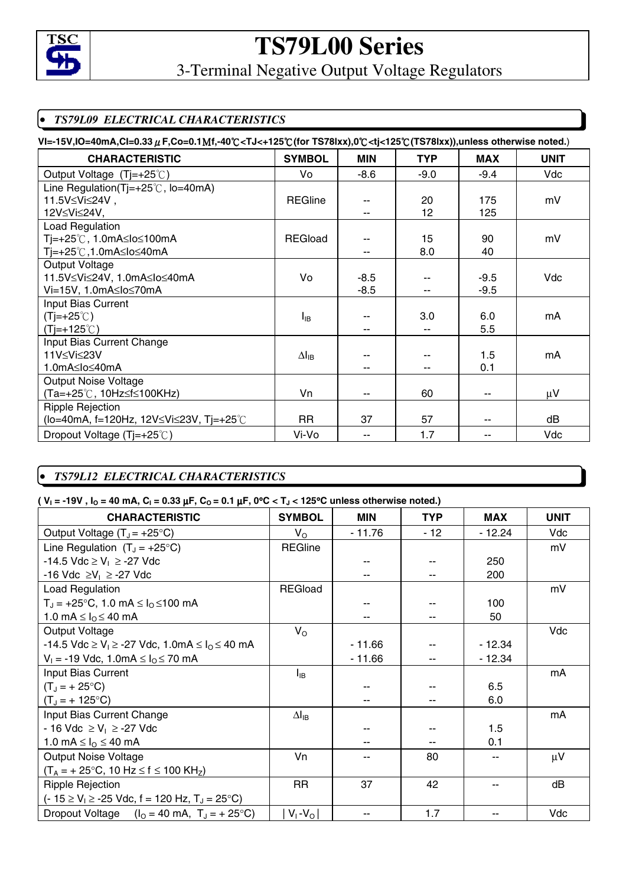# TS79L00 Series

## 3-Terminal Negative Output Voltage Regulators

### • *TS79L09 ELECTRICAL CHARACTERISTICS*

**VI=-15V,IO=40mA,CI=0.33μF,Co=0.1Mf,-40℃<TJ<+125℃(for TS78lxx),0℃<tj<125℃(TS78lxx)),unless otherwise noted.**)

| CHARACTERISTIC | SYMBOL | MIN | TYP | MAX | UNIT |
|---|---|---|---|---|---|
| Output Voltage (Tj=+25℃) | Vo | -8.6 | -9.0 | -9.4 | Vdc |
| Line Regulation(Tj=+25℃, Io=40mA)<br>11.5V≤Vi≤24V ,<br>12V≤Vi≤24V, | REGline | --<br>-- | 20<br>12 | 175<br>125 | mV |
| Load Regulation<br>Tj=+25℃, 1.0mA≤Io≤100mA<br>Tj=+25℃,1.0mA≤Io≤40mA | REGload | --<br>-- | 15<br>8.0 | 90<br>40 | mV |
| Output Voltage<br>11.5V≤Vi≤24V, 1.0mA≤Io≤40mA<br>Vi=15V, 1.0mA≤Io≤70mA | Vo | -8.5<br>-8.5 | --<br>-- | -9.5<br>-9.5 | Vdc |
| Input Bias Current<br>(Tj=+25℃)<br>(Tj=+125℃) | $I_{IB}$ | --<br>-- | 3.0<br>-- | 6.0<br>5.5 | mA |
| Input Bias Current Change<br>11V≤Vi≤23V<br>1.0mA≤Io≤40mA | $\Delta I_{IB}$ | --<br>-- | --<br>-- | 1.5<br>0.1 | mA |
| Output Noise Voltage<br>(Ta=+25℃, 10Hz≤f≤100KHz) | Vn | -- | 60 | -- | μV |
| Ripple Rejection<br>(Io=40mA, f=120Hz, 12V≤Vi≤23V, Tj=+25℃ | RR | 37 | 57 | -- | dB |
| Dropout Voltage (Tj=+25℃) | Vi-Vo | -- | 1.7 | -- | Vdc |

### • *TS79L12 ELECTRICAL CHARACTERISTICS*

**( $V_I$ = -19V , $I_O$ = 40 mA, $C_I$ = 0.33 μF, $C_O$ = 0.1 μF, 0°C < $T_J$ < 125°C unless otherwise noted.)**

| CHARACTERISTIC | SYMBOL | MIN | TYP | MAX | UNIT |
|---|---|---|---|---|---|
| Output Voltage ($T_J$ = +25°C) | $V_O$ | - 11.76 | - 12 | - 12.24 | Vdc |
| Line Regulation ($T_J$ = +25°C)<br>-14.5 Vdc ≥ $V_I$ ≥ -27 Vdc<br>-16 Vdc ≥ $V_I$ ≥ -27 Vdc | REGline | --<br>-- | --<br>-- | 250<br>200 | mV |
| Load Regulation<br>$T_J$ = +25°C, 1.0 mA ≤ $I_O$ ≤100 mA<br>1.0 mA ≤ $I_O$ ≤ 40 mA | REGload | --<br>-- | --<br>-- | 100<br>50 | mV |
| Output Voltage<br>-14.5 Vdc ≥ $V_I$ ≥ -27 Vdc, 1.0mA ≤ $I_O$ ≤ 40 mA<br>$V_I$ = -19 Vdc, 1.0mA ≤ $I_O$ ≤ 70 mA | $V_O$ | - 11.66<br>- 11.66 | --<br>-- | - 12.34<br>- 12.34 | Vdc |
| Input Bias Current<br>($T_J$ = + 25°C)<br>($T_J$ = + 125°C) | $I_{IB}$ | --<br>-- | --<br>-- | 6.5<br>6.0 | mA |
| Input Bias Current Change<br>- 16 Vdc ≥ $V_I$ ≥ -27 Vdc<br>1.0 mA ≤ $I_O$ ≤ 40 mA | $\Delta I_{IB}$ | --<br>-- | --<br>-- | 1.5<br>0.1 | mA |
| Output Noise Voltage<br>($T_A$ = + 25°C, 10 Hz ≤ f ≤ 100 KHz) | Vn | -- | 80 | -- | μV |
| Ripple Rejection<br>(- 15 ≥ $V_I$ ≥ -25 Vdc, f = 120 Hz, $T_J$ = 25°C) | RR | 37 | 42 | -- | dB |
| Dropout Voltage ($I_O$ = 40 mA, $T_J$ = + 25°C) | $\lvert V_I - V_O \rvert$ | -- | 1.7 | -- | Vdc |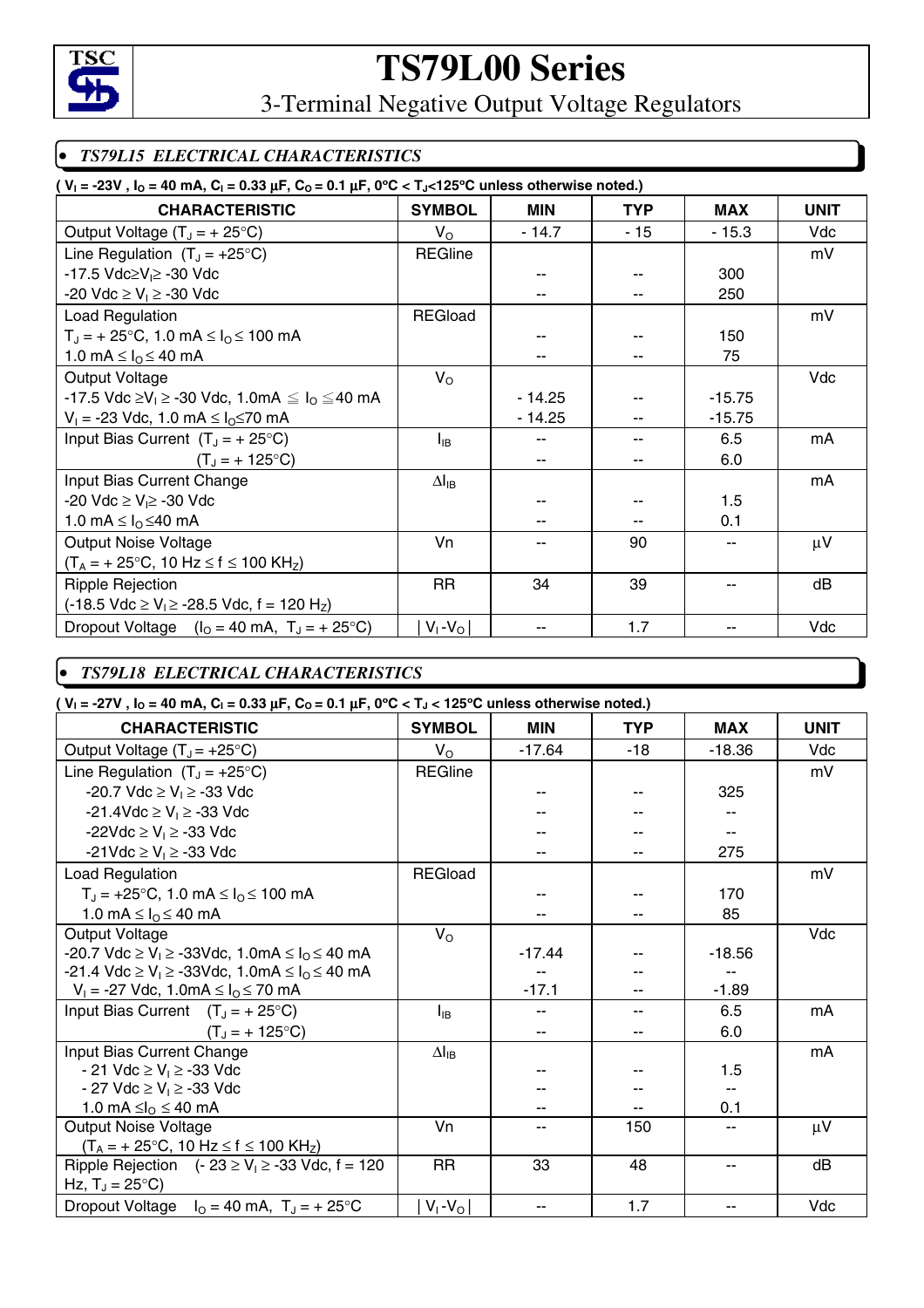# TS79L00 Series

## 3-Terminal Negative Output Voltage Regulators

### • *TS79L15 ELECTRICAL CHARACTERISTICS*

**( $V_I$ = -23V , $I_O$ = 40 mA, $C_I$ = 0.33 µF, $C_O$ = 0.1 µF, 0°C < $T_J$<125°C unless otherwise noted.)**

| CHARACTERISTIC | SYMBOL | MIN | TYP | MAX | UNIT |
|---|---|---|---|---|---|
| Output Voltage ($T_J$ = + 25°C) | $V_O$ | - 14.7 | - 15 | - 15.3 | Vdc |
| Line Regulation ($T_J$ = +25°C) | REGline | | | | mV |
| -17.5 Vdc≥$V_I$≥ -30 Vdc | | -- | -- | 300 | |
| -20 Vdc ≥ $V_I$ ≥ -30 Vdc | | -- | -- | 250 | |
| Load Regulation | REGload | | | | mV |
| $T_J$ = + 25°C, 1.0 mA ≤ $I_O$ ≤ 100 mA | | -- | -- | 150 | |
| 1.0 mA ≤ $I_O$ ≤ 40 mA | | -- | -- | 75 | |
| Output Voltage | $V_O$ | | | | Vdc |
| -17.5 Vdc ≥$V_I$ ≥ -30 Vdc, 1.0mA ≤ $I_O$ ≤40 mA | | - 14.25 | -- | -15.75 | |
| $V_I$ = -23 Vdc, 1.0 mA ≤ $I_O$≤70 mA | | - 14.25 | -- | -15.75 | |
| Input Bias Current ($T_J$ = + 25°C) | $I_{IB}$ | -- | -- | 6.5 | mA |
| ($T_J$ = + 125°C) | | -- | -- | 6.0 | |
| Input Bias Current Change | $\Delta I_{IB}$ | | | | mA |
| -20 Vdc ≥ $V_I$≥ -30 Vdc | | -- | -- | 1.5 | |
| 1.0 mA ≤ $I_O$ ≤40 mA | | -- | -- | 0.1 | |
| Output Noise Voltage ($T_A$ = + 25°C, 10 Hz ≤ f ≤ 100 KHz) | Vn | -- | 90 | -- | µV |
| Ripple Rejection (-18.5 Vdc ≥ $V_I$ ≥ -28.5 Vdc, f = 120 Hz) | RR | 34 | 39 | -- | dB |
| Dropout Voltage ($I_O$ = 40 mA, $T_J$ = + 25°C) | $\lvert V_I - V_O \rvert$ | -- | 1.7 | -- | Vdc |

### • *TS79L18 ELECTRICAL CHARACTERISTICS*

**( $V_I$ = -27V , $I_O$ = 40 mA, $C_I$ = 0.33 µF, $C_O$ = 0.1 µF, 0°C < $T_J$ < 125°C unless otherwise noted.)**

| CHARACTERISTIC | SYMBOL | MIN | TYP | MAX | UNIT |
|---|---|---|---|---|---|
| Output Voltage ($T_J$ = +25°C) | $V_O$ | -17.64 | -18 | -18.36 | Vdc |
| Line Regulation ($T_J$ = +25°C) | REGline | | | | mV |
| -20.7 Vdc ≥ $V_I$ ≥ -33 Vdc | | -- | -- | 325 | |
| -21.4Vdc ≥ $V_I$ ≥ -33 Vdc | | -- | -- | -- | |
| -22Vdc ≥ $V_I$ ≥ -33 Vdc | | -- | -- | -- | |
| -21Vdc ≥ $V_I$ ≥ -33 Vdc | | -- | -- | 275 | |
| Load Regulation | REGload | | | | mV |
| $T_J$ = +25°C, 1.0 mA ≤ $I_O$ ≤ 100 mA | | -- | -- | 170 | |
| 1.0 mA ≤ $I_O$ ≤ 40 mA | | -- | -- | 85 | |
| Output Voltage | $V_O$ | | | | Vdc |
| -20.7 Vdc ≥ $V_I$ ≥ -33Vdc, 1.0mA ≤ $I_O$ ≤ 40 mA | | -17.44 | -- | -18.56 | |
| -21.4 Vdc ≥ $V_I$ ≥ -33Vdc, 1.0mA ≤ $I_O$ ≤ 40 mA | | -- | -- | -- | |
| $V_I$ = -27 Vdc, 1.0mA ≤ $I_O$ ≤ 70 mA | | -17.1 | -- | -1.89 | |
| Input Bias Current ($T_J$ = + 25°C) | $I_{IB}$ | -- | -- | 6.5 | mA |
| ($T_J$ = + 125°C) | | -- | -- | 6.0 | |
| Input Bias Current Change | $\Delta I_{IB}$ | | | | mA |
| - 21 Vdc ≥ $V_I$ ≥ -33 Vdc | | -- | -- | 1.5 | |
| - 27 Vdc ≥ $V_I$ ≥ -33 Vdc | | -- | -- | -- | |
| 1.0 mA ≤$I_O$ ≤ 40 mA | | -- | -- | 0.1 | |
| Output Noise Voltage ($T_A$ = + 25°C, 10 Hz ≤ f ≤ 100 KHz) | Vn | -- | 150 | -- | µV |
| Ripple Rejection (- 23 ≥ $V_I$ ≥ -33 Vdc, f = 120 Hz, $T_J$ = 25°C) | RR | 33 | 48 | -- | dB |
| Dropout Voltage $I_O$ = 40 mA, $T_J$ = + 25°C | $\lvert V_I - V_O \rvert$ | -- | 1.7 | -- | Vdc |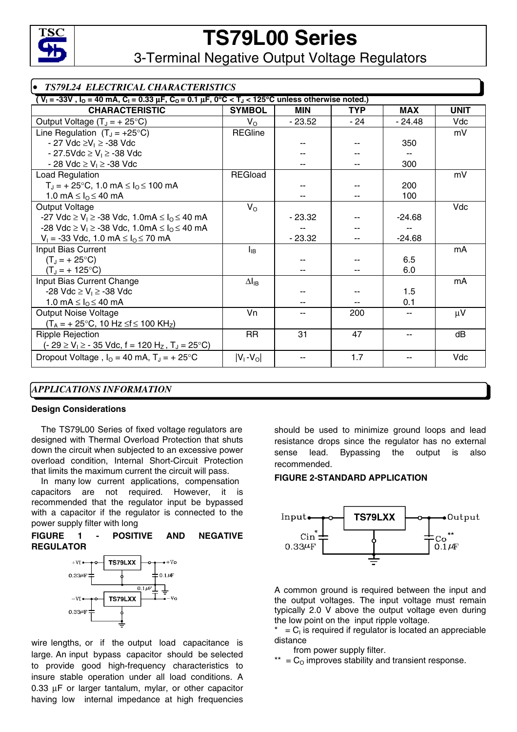# TS79L00 Series

## 3-Terminal Negative Output Voltage Regulators

### *TS79L24 ELECTRICAL CHARACTERISTICS*

**( $V_I$ = -33V , $I_O$ = 40 mA, $C_I$ = 0.33 µF, $C_O$ = 0.1 µF, 0°C < $T_J$ < 125°C unless otherwise noted.)**

| CHARACTERISTIC | SYMBOL | MIN | TYP | MAX | UNIT |
|---|---|---|---|---|---|
| Output Voltage ($T_J$ = + 25°C) | $V_O$ | - 23.52 | - 24 | - 24.48 | Vdc |
| Line Regulation ($T_J$ = +25°C) | REGline | | | | mV |
| - 27 Vdc ≥ $V_I$ ≥ -38 Vdc | | -- | -- | 350 | |
| - 27.5Vdc ≥ $V_I$ ≥ -38 Vdc | | -- | -- | -- | |
| - 28 Vdc ≥ $V_I$ ≥ -38 Vdc | | -- | -- | 300 | |
| Load Regulation | REGload | | | | mV |
| $T_J$ = + 25°C, 1.0 mA ≤ $I_O$ ≤ 100 mA | | -- | -- | 200 | |
| 1.0 mA ≤ $I_O$ ≤ 40 mA | | -- | -- | 100 | |
| Output Voltage | $V_O$ | | | | Vdc |
| -27 Vdc ≥ $V_I$ ≥ -38 Vdc, 1.0mA ≤ $I_O$ ≤ 40 mA | | - 23.32 | -- | -24.68 | |
| -28 Vdc ≥ $V_I$ ≥ -38 Vdc, 1.0mA ≤ $I_O$ ≤ 40 mA | | -- | -- | -- | |
| $V_I$ = -33 Vdc, 1.0 mA ≤ $I_O$ ≤ 70 mA | | - 23.32 | -- | -24.68 | |
| Input Bias Current | $I_{IB}$ | | | | mA |
| ($T_J$ = + 25°C) | | -- | -- | 6.5 | |
| ($T_J$ = + 125°C) | | -- | -- | 6.0 | |
| Input Bias Current Change | $\Delta I_{IB}$ | | | | mA |
| -28 Vdc ≥ $V_I$ ≥ -38 Vdc | | -- | -- | 1.5 | |
| 1.0 mA ≤ $I_O$ ≤ 40 mA | | -- | -- | 0.1 | |
| Output Noise Voltage ($T_A$ = + 25°C, 10 Hz ≤f≤ 100 KHz) | Vn | -- | 200 | -- | µV |
| Ripple Rejection (- 29 ≥ $V_I$ ≥ - 35 Vdc, f = 120 Hz , $T_J$ = 25°C) | RR | 31 | 47 | -- | dB |
| Dropout Voltage , $I_O$ = 40 mA, $T_J$ = + 25°C | $\|V_I - V_O\|$ | -- | 1.7 | -- | Vdc |

### *APPLICATIONS INFORMATION*

**Design Considerations**

The TS79L00 Series of fixed voltage regulators are designed with Thermal Overload Protection that shuts down the circuit when subjected to an excessive power overload condition, Internal Short-Circuit Protection that limits the maximum current the circuit will pass.

In many low current applications, compensation capacitors are not required. However, it is recommended that the regulator input be bypassed with a capacitor if the regulator is connected to the power supply filter with long

**FIGURE 1 - POSITIVE AND NEGATIVE REGULATOR**

wire lengths, or if the output load capacitance is large. An input bypass capacitor should be selected to provide good high-frequency characteristics to insure stable operation under all load conditions. A 0.33 µF or larger tantalum, mylar, or other capacitor having low internal impedance at high frequencies should be used to minimize ground loops and lead resistance drops since the regulator has no external sense lead. Bypassing the output is also recommended.

**FIGURE 2-STANDARD APPLICATION**

A common ground is required between the input and the output voltages. The input voltage must remain typically 2.0 V above the output voltage even during the low point on the input ripple voltage.

\* = $C_I$ is required if regulator is located an appreciable distance from power supply filter.

\*\* = $C_O$ improves stability and transient response.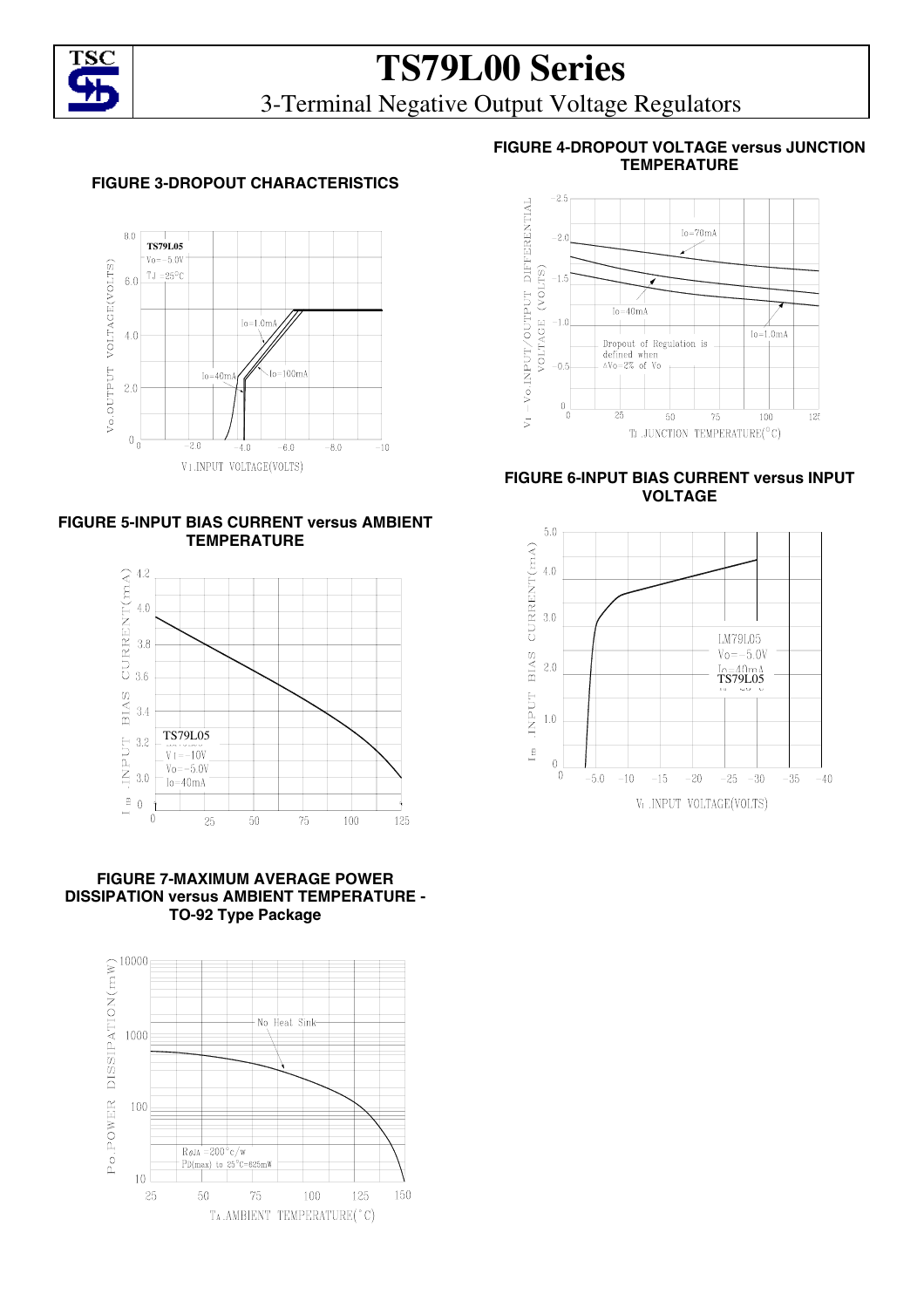# TS79L00 Series

3-Terminal Negative Output Voltage Regulators

**FIGURE 3-DROPOUT CHARACTERISTICS**

**FIGURE 4-DROPOUT VOLTAGE versus JUNCTION TEMPERATURE**

**FIGURE 5-INPUT BIAS CURRENT versus AMBIENT TEMPERATURE**

**FIGURE 6-INPUT BIAS CURRENT versus INPUT VOLTAGE**

**FIGURE 7-MAXIMUM AVERAGE POWER DISSIPATION versus AMBIENT TEMPERATURE - TO-92 Type Package**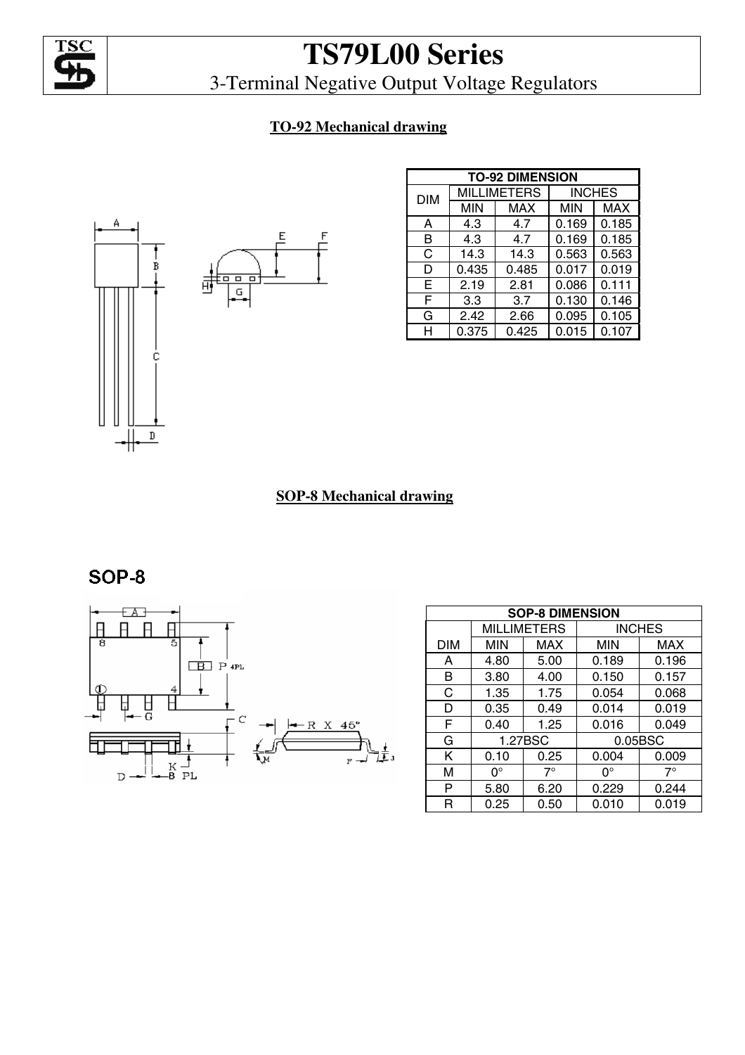# TS79L00 Series

3-Terminal Negative Output Voltage Regulators

**TO-92 Mechanical drawing**

| TO-92 DIMENSION | | | | |
|---|---|---|---|---|
| DIM | MILLIMETERS | | INCHES | |
| | MIN | MAX | MIN | MAX |
| A | 4.3 | 4.7 | 0.169 | 0.185 |
| B | 4.3 | 4.7 | 0.169 | 0.185 |
| C | 14.3 | 14.3 | 0.563 | 0.563 |
| D | 0.435 | 0.485 | 0.017 | 0.019 |
| E | 2.19 | 2.81 | 0.086 | 0.111 |
| F | 3.3 | 3.7 | 0.130 | 0.146 |
| G | 2.42 | 2.66 | 0.095 | 0.105 |
| H | 0.375 | 0.425 | 0.015 | 0.107 |

**SOP-8 Mechanical drawing**

SOP-8

| SOP-8 DIMENSION | | | | |
|---|---|---|---|---|
| | MILLIMETERS | | INCHES | |
| DIM | MIN | MAX | MIN | MAX |
| A | 4.80 | 5.00 | 0.189 | 0.196 |
| B | 3.80 | 4.00 | 0.150 | 0.157 |
| C | 1.35 | 1.75 | 0.054 | 0.068 |
| D | 0.35 | 0.49 | 0.014 | 0.019 |
| F | 0.40 | 1.25 | 0.016 | 0.049 |
| G | 1.27BSC | | 0.05BSC | |
| K | 0.10 | 0.25 | 0.004 | 0.009 |
| M | 0° | 7° | 0° | 7° |
| P | 5.80 | 6.20 | 0.229 | 0.244 |
| R | 0.25 | 0.50 | 0.010 | 0.019 |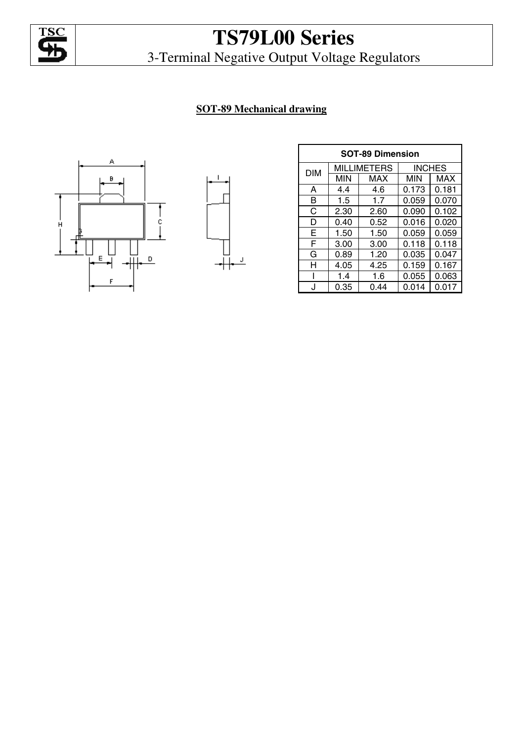# TS79L00 Series

3-Terminal Negative Output Voltage Regulators

**SOT-89 Mechanical drawing**

A
B
H
C
G
E
D
F
I
J

| SOT-89 Dimension | | | | |
|---|---|---|---|---|
| DIM | MILLIMETERS | | INCHES | |
| | MIN | MAX | MIN | MAX |
| A | 4.4 | 4.6 | 0.173 | 0.181 |
| B | 1.5 | 1.7 | 0.059 | 0.070 |
| C | 2.30 | 2.60 | 0.090 | 0.102 |
| D | 0.40 | 0.52 | 0.016 | 0.020 |
| E | 1.50 | 1.50 | 0.059 | 0.059 |
| F | 3.00 | 3.00 | 0.118 | 0.118 |
| G | 0.89 | 1.20 | 0.035 | 0.047 |
| H | 4.05 | 4.25 | 0.159 | 0.167 |
| I | 1.4 | 1.6 | 0.055 | 0.063 |
| J | 0.35 | 0.44 | 0.014 | 0.017 |